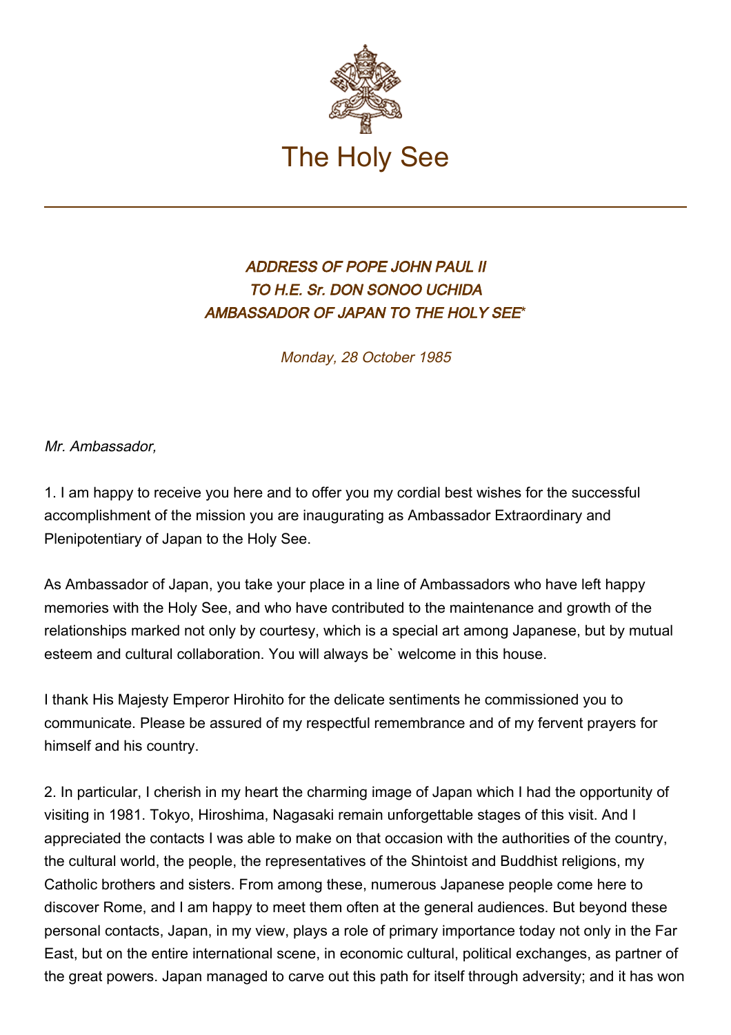# The Holy See

### *ADDRESS OF POPE JOHN PAUL II TO H.E. Sr. DON SONOO UCHIDA AMBASSADOR OF JAPAN TO THE HOLY SEE**

*Monday, 28 October 1985*

*Mr. Ambassador,*

1. I am happy to receive you here and to offer you my cordial best wishes for the successful accomplishment of the mission you are inaugurating as Ambassador Extraordinary and Plenipotentiary of Japan to the Holy See.

As Ambassador of Japan, you take your place in a line of Ambassadors who have left happy memories with the Holy See, and who have contributed to the maintenance and growth of the relationships marked not only by courtesy, which is a special art among Japanese, but by mutual esteem and cultural collaboration. You will always be` welcome in this house.

I thank His Majesty Emperor Hirohito for the delicate sentiments he commissioned you to communicate. Please be assured of my respectful remembrance and of my fervent prayers for himself and his country.

2. In particular, I cherish in my heart the charming image of Japan which I had the opportunity of visiting in 1981. Tokyo, Hiroshima, Nagasaki remain unforgettable stages of this visit. And I appreciated the contacts I was able to make on that occasion with the authorities of the country, the cultural world, the people, the representatives of the Shintoist and Buddhist religions, my Catholic brothers and sisters. From among these, numerous Japanese people come here to discover Rome, and I am happy to meet them often at the general audiences. But beyond these personal contacts, Japan, in my view, plays a role of primary importance today not only in the Far East, but on the entire international scene, in economic cultural, political exchanges, as partner of the great powers. Japan managed to carve out this path for itself through adversity; and it has won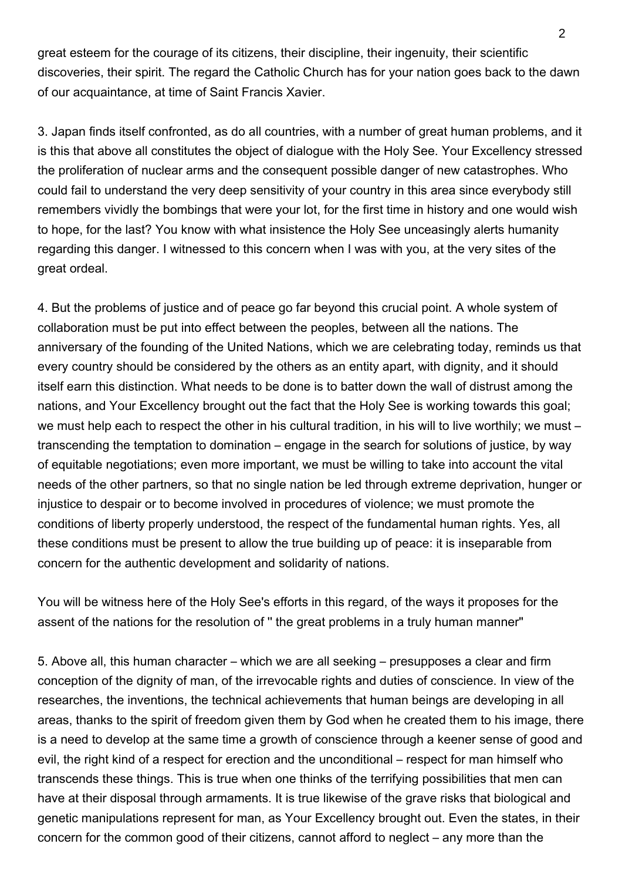great esteem for the courage of its citizens, their discipline, their ingenuity, their scientific discoveries, their spirit. The regard the Catholic Church has for your nation goes back to the dawn of our acquaintance, at time of Saint Francis Xavier.

3. Japan finds itself confronted, as do all countries, with a number of great human problems, and it is this that above all constitutes the object of dialogue with the Holy See. Your Excellency stressed the proliferation of nuclear arms and the consequent possible danger of new catastrophes. Who could fail to understand the very deep sensitivity of your country in this area since everybody still remembers vividly the bombings that were your lot, for the first time in history and one would wish to hope, for the last? You know with what insistence the Holy See unceasingly alerts humanity regarding this danger. I witnessed to this concern when I was with you, at the very sites of the great ordeal.

4. But the problems of justice and of peace go far beyond this crucial point. A whole system of collaboration must be put into effect between the peoples, between all the nations. The anniversary of the founding of the United Nations, which we are celebrating today, reminds us that every country should be considered by the others as an entity apart, with dignity, and it should itself earn this distinction. What needs to be done is to batter down the wall of distrust among the nations, and Your Excellency brought out the fact that the Holy See is working towards this goal; we must help each to respect the other in his cultural tradition, in his will to live worthily; we must – transcending the temptation to domination – engage in the search for solutions of justice, by way of equitable negotiations; even more important, we must be willing to take into account the vital needs of the other partners, so that no single nation be led through extreme deprivation, hunger or injustice to despair or to become involved in procedures of violence; we must promote the conditions of liberty properly understood, the respect of the fundamental human rights. Yes, all these conditions must be present to allow the true building up of peace: it is inseparable from concern for the authentic development and solidarity of nations.

You will be witness here of the Holy See's efforts in this regard, of the ways it proposes for the assent of the nations for the resolution of " the great problems in a truly human manner"

5. Above all, this human character – which we are all seeking – presupposes a clear and firm conception of the dignity of man, of the irrevocable rights and duties of conscience. In view of the researches, the inventions, the technical achievements that human beings are developing in all areas, thanks to the spirit of freedom given them by God when he created them to his image, there is a need to develop at the same time a growth of conscience through a keener sense of good and evil, the right kind of a respect for erection and the unconditional – respect for man himself who transcends these things. This is true when one thinks of the terrifying possibilities that men can have at their disposal through armaments. It is true likewise of the grave risks that biological and genetic manipulations represent for man, as Your Excellency brought out. Even the states, in their concern for the common good of their citizens, cannot afford to neglect – any more than the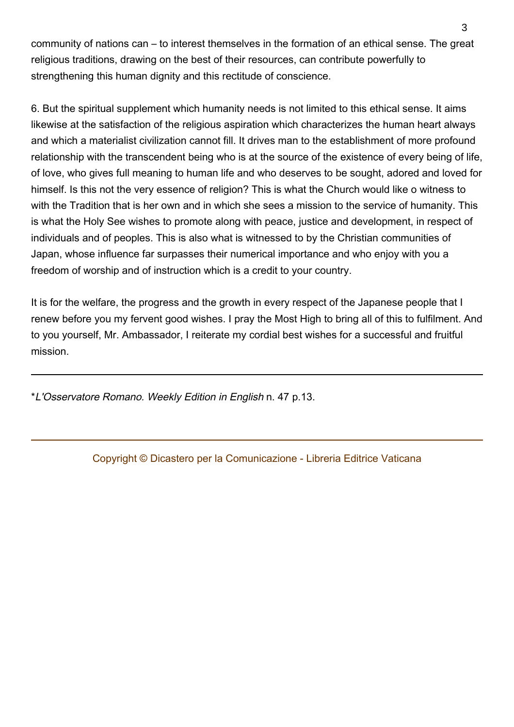community of nations can – to interest themselves in the formation of an ethical sense. The great religious traditions, drawing on the best of their resources, can contribute powerfully to strengthening this human dignity and this rectitude of conscience.

6. But the spiritual supplement which humanity needs is not limited to this ethical sense. It aims likewise at the satisfaction of the religious aspiration which characterizes the human heart always and which a materialist civilization cannot fill. It drives man to the establishment of more profound relationship with the transcendent being who is at the source of the existence of every being of life, of love, who gives full meaning to human life and who deserves to be sought, adored and loved for himself. Is this not the very essence of religion? This is what the Church would like o witness to with the Tradition that is her own and in which she sees a mission to the service of humanity. This is what the Holy See wishes to promote along with peace, justice and development, in respect of individuals and of peoples. This is also what is witnessed to by the Christian communities of Japan, whose influence far surpasses their numerical importance and who enjoy with you a freedom of worship and of instruction which is a credit to your country.

It is for the welfare, the progress and the growth in every respect of the Japanese people that I renew before you my fervent good wishes. I pray the Most High to bring all of this to fulfilment. And to you yourself, Mr. Ambassador, I reiterate my cordial best wishes for a successful and fruitful mission.

---

**L'Osservatore Romano. Weekly Edition in English* n. 47 p.13.

---

Copyright © Dicastero per la Comunicazione - Libreria Editrice Vaticana